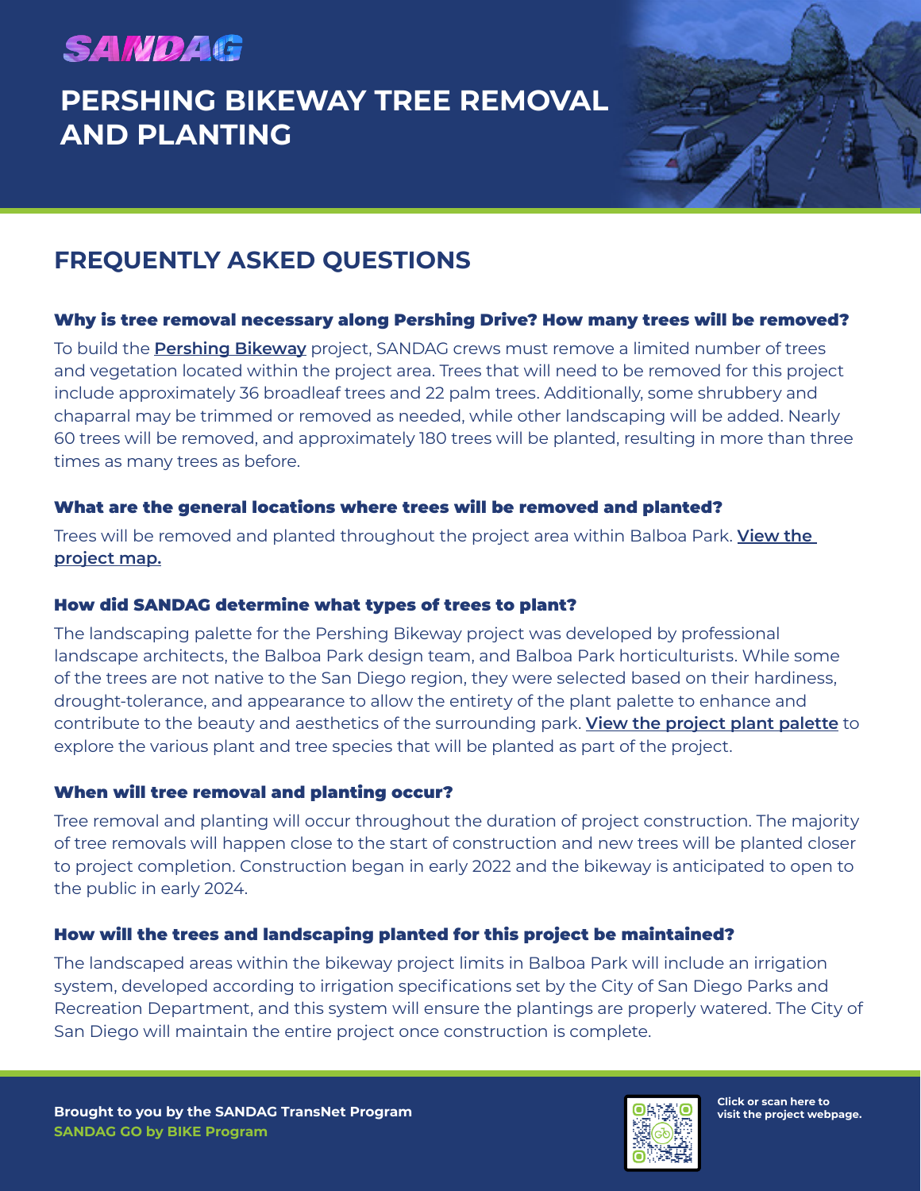SANDAG

# PERSHING BIKEWAY TREE REMOVAL AND PLANTING

## FREQUENTLY ASKED QUESTIONS

### Why is tree removal necessary along Pershing Drive? How many trees will be removed?

To build the **Pershing Bikeway** project, SANDAG crews must remove a limited number of trees and vegetation located within the project area. Trees that will need to be removed for this project include approximately 36 broadleaf trees and 22 palm trees. Additionally, some shrubbery and chaparral may be trimmed or removed as needed, while other landscaping will be added. Nearly 60 trees will be removed, and approximately 180 trees will be planted, resulting in more than three times as many trees as before.

### What are the general locations where trees will be removed and planted?

Trees will be removed and planted throughout the project area within Balboa Park. **View the project map.**

### How did SANDAG determine what types of trees to plant?

The landscaping palette for the Pershing Bikeway project was developed by professional landscape architects, the Balboa Park design team, and Balboa Park horticulturists. While some of the trees are not native to the San Diego region, they were selected based on their hardiness, drought-tolerance, and appearance to allow the entirety of the plant palette to enhance and contribute to the beauty and aesthetics of the surrounding park. **View the project plant palette** to explore the various plant and tree species that will be planted as part of the project.

### When will tree removal and planting occur?

Tree removal and planting will occur throughout the duration of project construction. The majority of tree removals will happen close to the start of construction and new trees will be planted closer to project completion. Construction began in early 2022 and the bikeway is anticipated to open to the public in early 2024.

### How will the trees and landscaping planted for this project be maintained?

The landscaped areas within the bikeway project limits in Balboa Park will include an irrigation system, developed according to irrigation specifications set by the City of San Diego Parks and Recreation Department, and this system will ensure the plantings are properly watered. The City of San Diego will maintain the entire project once construction is complete.

**Brought to you by the SANDAG TransNet Program**
**SANDAG GO by BIKE Program**

**Click or scan here to visit the project webpage.**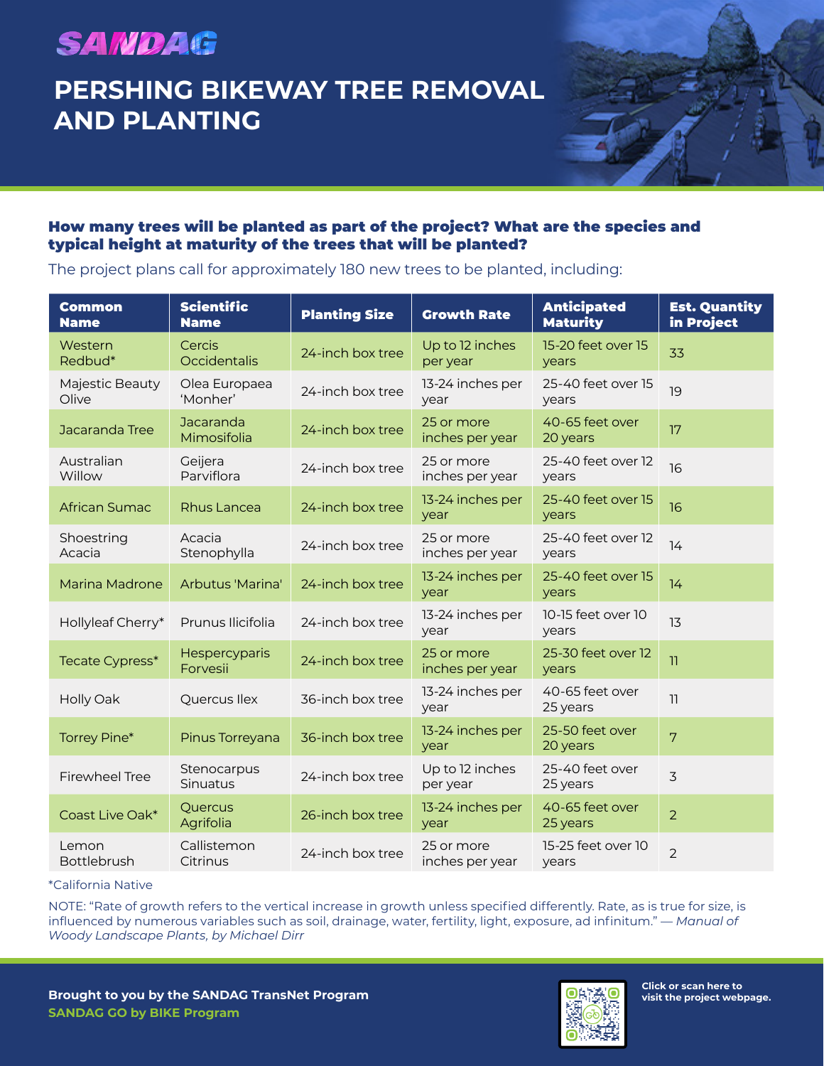SANDAG

# PERSHING BIKEWAY TREE REMOVAL AND PLANTING

### How many trees will be planted as part of the project? What are the species and typical height at maturity of the trees that will be planted?

The project plans call for approximately 180 new trees to be planted, including:

| Common Name | Scientific Name | Planting Size | Growth Rate | Anticipated Maturity | Est. Quantity in Project |
|---|---|---|---|---|---|
| Western Redbud* | Cercis Occidentalis | 24-inch box tree | Up to 12 inches per year | 15-20 feet over 15 years | 33 |
| Majestic Beauty Olive | Olea Europaea 'Monher' | 24-inch box tree | 13-24 inches per year | 25-40 feet over 15 years | 19 |
| Jacaranda Tree | Jacaranda Mimosifolia | 24-inch box tree | 25 or more inches per year | 40-65 feet over 20 years | 17 |
| Australian Willow | Geijera Parviflora | 24-inch box tree | 25 or more inches per year | 25-40 feet over 12 years | 16 |
| African Sumac | Rhus Lancea | 24-inch box tree | 13-24 inches per year | 25-40 feet over 15 years | 16 |
| Shoestring Acacia | Acacia Stenophylla | 24-inch box tree | 25 or more inches per year | 25-40 feet over 12 years | 14 |
| Marina Madrone | Arbutus 'Marina' | 24-inch box tree | 13-24 inches per year | 25-40 feet over 15 years | 14 |
| Hollyleaf Cherry* | Prunus Ilicifolia | 24-inch box tree | 13-24 inches per year | 10-15 feet over 10 years | 13 |
| Tecate Cypress* | Hespercyparis Forvesii | 24-inch box tree | 25 or more inches per year | 25-30 feet over 12 years | 11 |
| Holly Oak | Quercus Ilex | 36-inch box tree | 13-24 inches per year | 40-65 feet over 25 years | 11 |
| Torrey Pine* | Pinus Torreyana | 36-inch box tree | 13-24 inches per year | 25-50 feet over 20 years | 7 |
| Firewheel Tree | Stenocarpus Sinuatus | 24-inch box tree | Up to 12 inches per year | 25-40 feet over 25 years | 3 |
| Coast Live Oak* | Quercus Agrifolia | 26-inch box tree | 13-24 inches per year | 40-65 feet over 25 years | 2 |
| Lemon Bottlebrush | Callistemon Citrinus | 24-inch box tree | 25 or more inches per year | 15-25 feet over 10 years | 2 |

*California Native

NOTE: "Rate of growth refers to the vertical increase in growth unless specified differently. Rate, as is true for size, is influenced by numerous variables such as soil, drainage, water, fertility, light, exposure, ad infinitum." — *Manual of Woody Landscape Plants, by Michael Dirr*

**Brought to you by the SANDAG TransNet Program**
**SANDAG GO by BIKE Program**

**Click or scan here to visit the project webpage.**